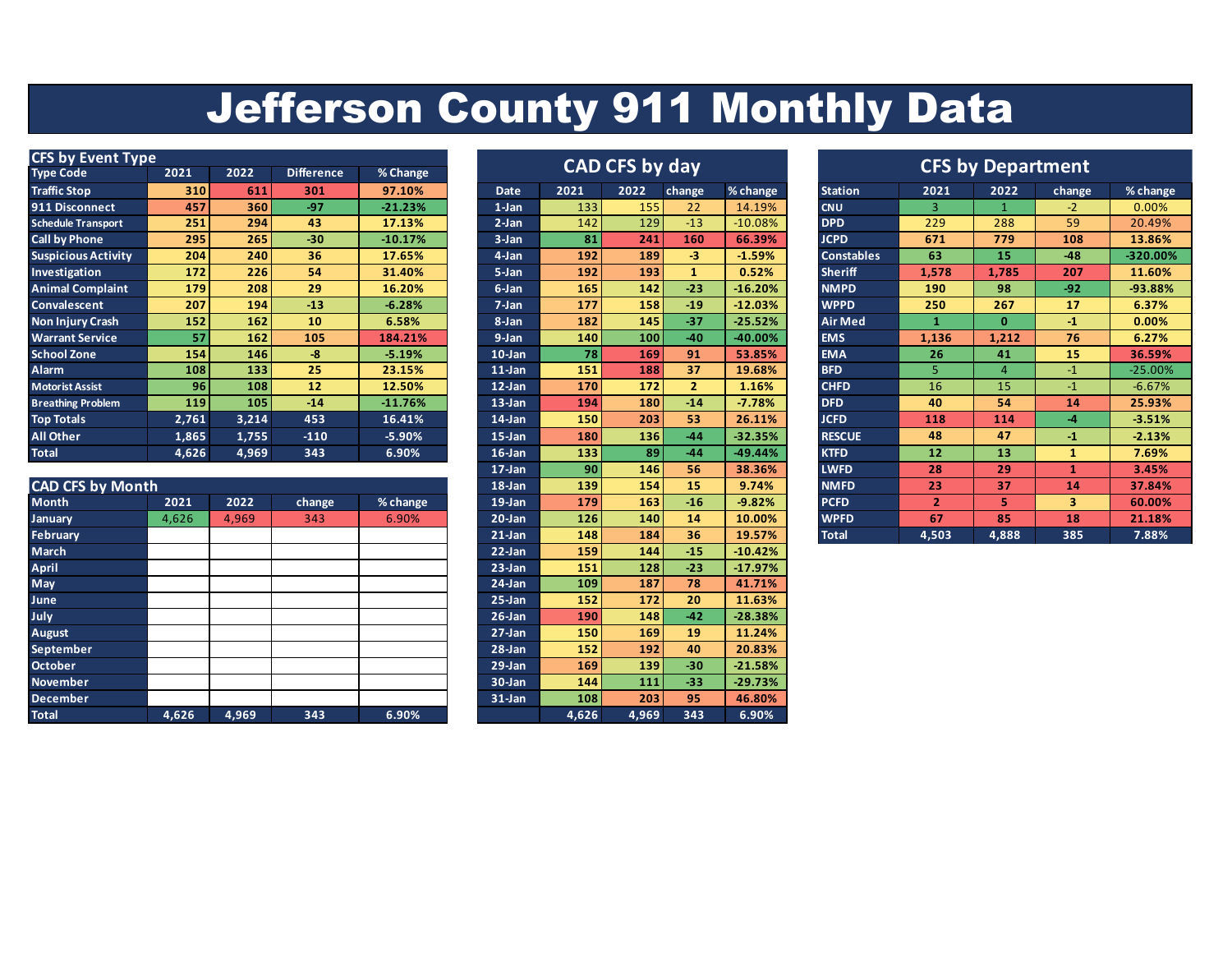# Jefferson County 911 Monthly Data

## CFS by Event Type

| Type Code | 2021 | 2022 | Difference | % Change |
|---|---|---|---|---|
| Traffic Stop | 310 | 611 | 301 | 97.10% |
| 911 Disconnect | 457 | 360 | -97 | -21.23% |
| Schedule Transport | 251 | 294 | 43 | 17.13% |
| Call by Phone | 295 | 265 | -30 | -10.17% |
| Suspicious Activity | 204 | 240 | 36 | 17.65% |
| Investigation | 172 | 226 | 54 | 31.40% |
| Animal Complaint | 179 | 208 | 29 | 16.20% |
| Convalescent | 207 | 194 | -13 | -6.28% |
| Non Injury Crash | 152 | 162 | 10 | 6.58% |
| Warrant Service | 57 | 162 | 105 | 184.21% |
| School Zone | 154 | 146 | -8 | -5.19% |
| Alarm | 108 | 133 | 25 | 23.15% |
| Motorist Assist | 96 | 108 | 12 | 12.50% |
| Breathing Problem | 119 | 105 | -14 | -11.76% |
| Top Totals | 2,761 | 3,214 | 453 | 16.41% |
| All Other | 1,865 | 1,755 | -110 | -5.90% |
| Total | 4,626 | 4,969 | 343 | 6.90% |

## CAD CFS by Month

| Month | 2021 | 2022 | change | % change |
|---|---|---|---|---|
| January | 4,626 | 4,969 | 343 | 6.90% |
| February | | | | |
| March | | | | |
| April | | | | |
| May | | | | |
| June | | | | |
| July | | | | |
| August | | | | |
| September | | | | |
| October | | | | |
| November | | | | |
| December | | | | |
| Total | 4,626 | 4,969 | 343 | 6.90% |

## CAD CFS by day

| Date | 2021 | 2022 | change | % change |
|---|---|---|---|---|
| 1-Jan | 133 | 155 | 22 | 14.19% |
| 2-Jan | 142 | 129 | -13 | -10.08% |
| 3-Jan | 81 | 241 | 160 | 66.39% |
| 4-Jan | 192 | 189 | -3 | -1.59% |
| 5-Jan | 192 | 193 | 1 | 0.52% |
| 6-Jan | 165 | 142 | -23 | -16.20% |
| 7-Jan | 177 | 158 | -19 | -12.03% |
| 8-Jan | 182 | 145 | -37 | -25.52% |
| 9-Jan | 140 | 100 | -40 | -40.00% |
| 10-Jan | 78 | 169 | 91 | 53.85% |
| 11-Jan | 151 | 188 | 37 | 19.68% |
| 12-Jan | 170 | 172 | 2 | 1.16% |
| 13-Jan | 194 | 180 | -14 | -7.78% |
| 14-Jan | 150 | 203 | 53 | 26.11% |
| 15-Jan | 180 | 136 | -44 | -32.35% |
| 16-Jan | 133 | 89 | -44 | -49.44% |
| 17-Jan | 90 | 146 | 56 | 38.36% |
| 18-Jan | 139 | 154 | 15 | 9.74% |
| 19-Jan | 179 | 163 | -16 | -9.82% |
| 20-Jan | 126 | 140 | 14 | 10.00% |
| 21-Jan | 148 | 184 | 36 | 19.57% |
| 22-Jan | 159 | 144 | -15 | -10.42% |
| 23-Jan | 151 | 128 | -23 | -17.97% |
| 24-Jan | 109 | 187 | 78 | 41.71% |
| 25-Jan | 152 | 172 | 20 | 11.63% |
| 26-Jan | 190 | 148 | -42 | -28.38% |
| 27-Jan | 150 | 169 | 19 | 11.24% |
| 28-Jan | 152 | 192 | 40 | 20.83% |
| 29-Jan | 169 | 139 | -30 | -21.58% |
| 30-Jan | 144 | 111 | -33 | -29.73% |
| 31-Jan | 108 | 203 | 95 | 46.80% |
| | 4,626 | 4,969 | 343 | 6.90% |

## CFS by Department

| Station | 2021 | 2022 | change | % change |
|---|---|---|---|---|
| CNU | 3 | 1 | -2 | 0.00% |
| DPD | 229 | 288 | 59 | 20.49% |
| JCPD | 671 | 779 | 108 | 13.86% |
| Constables | 63 | 15 | -48 | -320.00% |
| Sheriff | 1,578 | 1,785 | 207 | 11.60% |
| NMPD | 190 | 98 | -92 | -93.88% |
| WPPD | 250 | 267 | 17 | 6.37% |
| Air Med | 1 | 0 | -1 | 0.00% |
| EMS | 1,136 | 1,212 | 76 | 6.27% |
| EMA | 26 | 41 | 15 | 36.59% |
| BFD | 5 | 4 | -1 | -25.00% |
| CHFD | 16 | 15 | -1 | -6.67% |
| DFD | 40 | 54 | 14 | 25.93% |
| JCFD | 118 | 114 | -4 | -3.51% |
| RESCUE | 48 | 47 | -1 | -2.13% |
| KTFD | 12 | 13 | 1 | 7.69% |
| LWFD | 28 | 29 | 1 | 3.45% |
| NMFD | 23 | 37 | 14 | 37.84% |
| PCFD | 2 | 5 | 3 | 60.00% |
| WPFD | 67 | 85 | 18 | 21.18% |
| Total | 4,503 | 4,888 | 385 | 7.88% |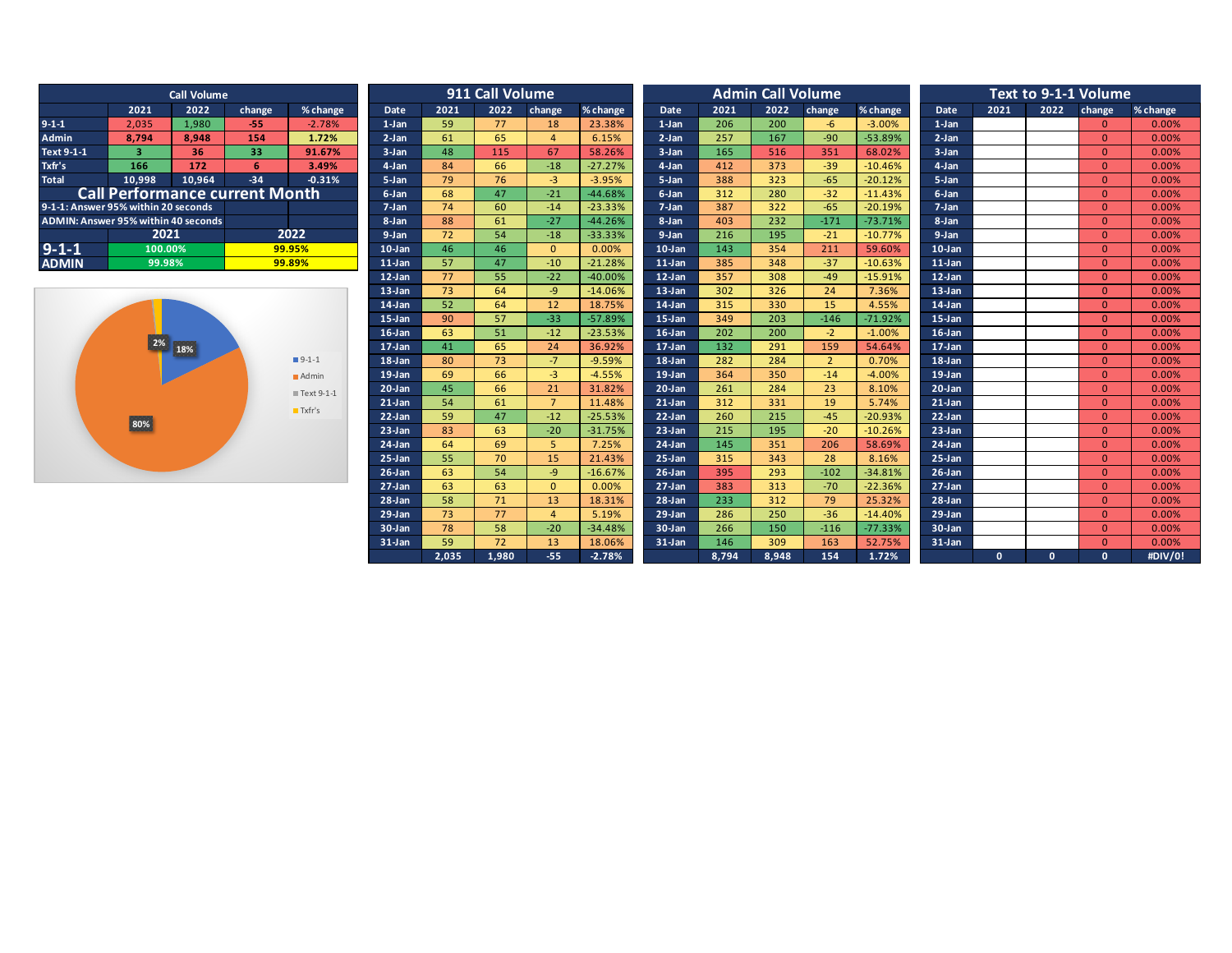| Call Volume | | | | |
|---|---|---|---|---|
| | 2021 | 2022 | change | % change |
| 9-1-1 | 2,035 | 1,980 | -55 | -2.78% |
| Admin | 8,794 | 8,948 | 154 | 1.72% |
| Text 9-1-1 | 3 | 36 | 33 | 91.67% |
| Txfr's | 166 | 172 | 6 | 3.49% |
| Total | 10,998 | 10,964 | -34 | -0.31% |

## Call Performance current Month

9-1-1: Answer 95% within 20 seconds

ADMIN: Answer 95% within 40 seconds

| | 2021 | 2022 |
|---|---|---|
| 9-1-1 | 100.00% | 99.95% |
| ADMIN | 99.98% | 99.89% |

Legend: 9-1-1 (18%), Admin (80%), Text 9-1-1, Txfr's (2%)

## 911 Call Volume

| Date | 2021 | 2022 | change | % change |
|---|---|---|---|---|
| 1-Jan | 59 | 77 | 18 | 23.38% |
| 2-Jan | 61 | 65 | 4 | 6.15% |
| 3-Jan | 48 | 115 | 67 | 58.26% |
| 4-Jan | 84 | 66 | -18 | -27.27% |
| 5-Jan | 79 | 76 | -3 | -3.95% |
| 6-Jan | 68 | 47 | -21 | -44.68% |
| 7-Jan | 74 | 60 | -14 | -23.33% |
| 8-Jan | 88 | 61 | -27 | -44.26% |
| 9-Jan | 72 | 54 | -18 | -33.33% |
| 10-Jan | 46 | 46 | 0 | 0.00% |
| 11-Jan | 57 | 47 | -10 | -21.28% |
| 12-Jan | 77 | 55 | -22 | -40.00% |
| 13-Jan | 73 | 64 | -9 | -14.06% |
| 14-Jan | 52 | 64 | 12 | 18.75% |
| 15-Jan | 90 | 57 | -33 | -57.89% |
| 16-Jan | 63 | 51 | -12 | -23.53% |
| 17-Jan | 41 | 65 | 24 | 36.92% |
| 18-Jan | 80 | 73 | -7 | -9.59% |
| 19-Jan | 69 | 66 | -3 | -4.55% |
| 20-Jan | 45 | 66 | 21 | 31.82% |
| 21-Jan | 54 | 61 | 7 | 11.48% |
| 22-Jan | 59 | 47 | -12 | -25.53% |
| 23-Jan | 83 | 63 | -20 | -31.75% |
| 24-Jan | 64 | 69 | 5 | 7.25% |
| 25-Jan | 55 | 70 | 15 | 21.43% |
| 26-Jan | 63 | 54 | -9 | -16.67% |
| 27-Jan | 63 | 63 | 0 | 0.00% |
| 28-Jan | 58 | 71 | 13 | 18.31% |
| 29-Jan | 73 | 77 | 4 | 5.19% |
| 30-Jan | 78 | 58 | -20 | -34.48% |
| 31-Jan | 59 | 72 | 13 | 18.06% |
| | 2,035 | 1,980 | -55 | -2.78% |

## Admin Call Volume

| Date | 2021 | 2022 | change | % change |
|---|---|---|---|---|
| 1-Jan | 206 | 200 | -6 | -3.00% |
| 2-Jan | 257 | 167 | -90 | -53.89% |
| 3-Jan | 165 | 516 | 351 | 68.02% |
| 4-Jan | 412 | 373 | -39 | -10.46% |
| 5-Jan | 388 | 323 | -65 | -20.12% |
| 6-Jan | 312 | 280 | -32 | -11.43% |
| 7-Jan | 387 | 322 | -65 | -20.19% |
| 8-Jan | 403 | 232 | -171 | -73.71% |
| 9-Jan | 216 | 195 | -21 | -10.77% |
| 10-Jan | 143 | 354 | 211 | 59.60% |
| 11-Jan | 385 | 348 | -37 | -10.63% |
| 12-Jan | 357 | 308 | -49 | -15.91% |
| 13-Jan | 302 | 326 | 24 | 7.36% |
| 14-Jan | 315 | 330 | 15 | 4.55% |
| 15-Jan | 349 | 203 | -146 | -71.92% |
| 16-Jan | 202 | 200 | -2 | -1.00% |
| 17-Jan | 132 | 291 | 159 | 54.64% |
| 18-Jan | 282 | 284 | 2 | 0.70% |
| 19-Jan | 364 | 350 | -14 | -4.00% |
| 20-Jan | 261 | 284 | 23 | 8.10% |
| 21-Jan | 312 | 331 | 19 | 5.74% |
| 22-Jan | 260 | 215 | -45 | -20.93% |
| 23-Jan | 215 | 195 | -20 | -10.26% |
| 24-Jan | 145 | 351 | 206 | 58.69% |
| 25-Jan | 315 | 343 | 28 | 8.16% |
| 26-Jan | 395 | 293 | -102 | -34.81% |
| 27-Jan | 383 | 313 | -70 | -22.36% |
| 28-Jan | 233 | 312 | 79 | 25.32% |
| 29-Jan | 286 | 250 | -36 | -14.40% |
| 30-Jan | 266 | 150 | -116 | -77.33% |
| 31-Jan | 146 | 309 | 163 | 52.75% |
| | 8,794 | 8,948 | 154 | 1.72% |

## Text to 9-1-1 Volume

| Date | 2021 | 2022 | change | % change |
|---|---|---|---|---|
| 1-Jan | | | 0 | 0.00% |
| 2-Jan | | | 0 | 0.00% |
| 3-Jan | | | 0 | 0.00% |
| 4-Jan | | | 0 | 0.00% |
| 5-Jan | | | 0 | 0.00% |
| 6-Jan | | | 0 | 0.00% |
| 7-Jan | | | 0 | 0.00% |
| 8-Jan | | | 0 | 0.00% |
| 9-Jan | | | 0 | 0.00% |
| 10-Jan | | | 0 | 0.00% |
| 11-Jan | | | 0 | 0.00% |
| 12-Jan | | | 0 | 0.00% |
| 13-Jan | | | 0 | 0.00% |
| 14-Jan | | | 0 | 0.00% |
| 15-Jan | | | 0 | 0.00% |
| 16-Jan | | | 0 | 0.00% |
| 17-Jan | | | 0 | 0.00% |
| 18-Jan | | | 0 | 0.00% |
| 19-Jan | | | 0 | 0.00% |
| 20-Jan | | | 0 | 0.00% |
| 21-Jan | | | 0 | 0.00% |
| 22-Jan | | | 0 | 0.00% |
| 23-Jan | | | 0 | 0.00% |
| 24-Jan | | | 0 | 0.00% |
| 25-Jan | | | 0 | 0.00% |
| 26-Jan | | | 0 | 0.00% |
| 27-Jan | | | 0 | 0.00% |
| 28-Jan | | | 0 | 0.00% |
| 29-Jan | | | 0 | 0.00% |
| 30-Jan | | | 0 | 0.00% |
| 31-Jan | | | 0 | 0.00% |
| | 0 | 0 | 0 | #DIV/0! |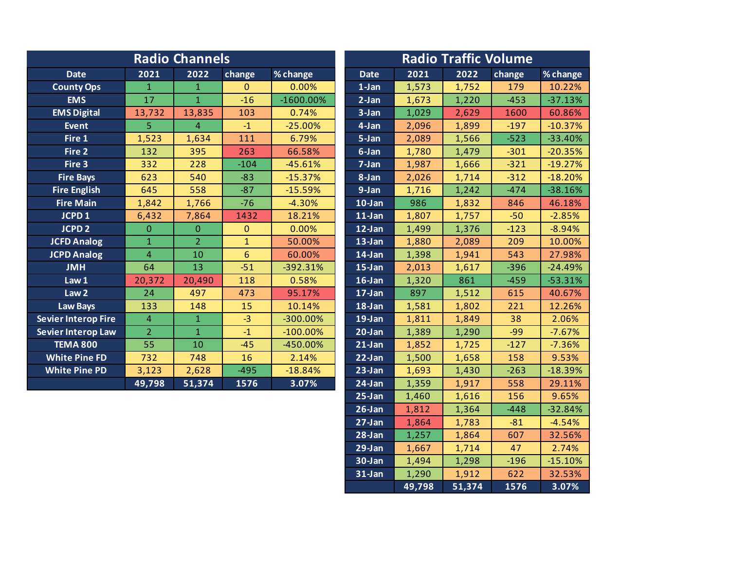## Radio Channels

| Date | 2021 | 2022 | change | % change |
|---|---|---|---|---|
| County Ops | 1 | 1 | 0 | 0.00% |
| EMS | 17 | 1 | -16 | -1600.00% |
| EMS Digital | 13,732 | 13,835 | 103 | 0.74% |
| Event | 5 | 4 | -1 | -25.00% |
| Fire 1 | 1,523 | 1,634 | 111 | 6.79% |
| Fire 2 | 132 | 395 | 263 | 66.58% |
| Fire 3 | 332 | 228 | -104 | -45.61% |
| Fire Bays | 623 | 540 | -83 | -15.37% |
| Fire English | 645 | 558 | -87 | -15.59% |
| Fire Main | 1,842 | 1,766 | -76 | -4.30% |
| JCPD 1 | 6,432 | 7,864 | 1432 | 18.21% |
| JCPD 2 | 0 | 0 | 0 | 0.00% |
| JCFD Analog | 1 | 2 | 1 | 50.00% |
| JCPD Analog | 4 | 10 | 6 | 60.00% |
| JMH | 64 | 13 | -51 | -392.31% |
| Law 1 | 20,372 | 20,490 | 118 | 0.58% |
| Law 2 | 24 | 497 | 473 | 95.17% |
| Law Bays | 133 | 148 | 15 | 10.14% |
| Sevier Interop Fire | 4 | 1 | -3 | -300.00% |
| Sevier Interop Law | 2 | 1 | -1 | -100.00% |
| TEMA 800 | 55 | 10 | -45 | -450.00% |
| White Pine FD | 732 | 748 | 16 | 2.14% |
| White Pine PD | 3,123 | 2,628 | -495 | -18.84% |
| | 49,798 | 51,374 | 1576 | 3.07% |

## Radio Traffic Volume

| Date | 2021 | 2022 | change | % change |
|---|---|---|---|---|
| 1-Jan | 1,573 | 1,752 | 179 | 10.22% |
| 2-Jan | 1,673 | 1,220 | -453 | -37.13% |
| 3-Jan | 1,029 | 2,629 | 1600 | 60.86% |
| 4-Jan | 2,096 | 1,899 | -197 | -10.37% |
| 5-Jan | 2,089 | 1,566 | -523 | -33.40% |
| 6-Jan | 1,780 | 1,479 | -301 | -20.35% |
| 7-Jan | 1,987 | 1,666 | -321 | -19.27% |
| 8-Jan | 2,026 | 1,714 | -312 | -18.20% |
| 9-Jan | 1,716 | 1,242 | -474 | -38.16% |
| 10-Jan | 986 | 1,832 | 846 | 46.18% |
| 11-Jan | 1,807 | 1,757 | -50 | -2.85% |
| 12-Jan | 1,499 | 1,376 | -123 | -8.94% |
| 13-Jan | 1,880 | 2,089 | 209 | 10.00% |
| 14-Jan | 1,398 | 1,941 | 543 | 27.98% |
| 15-Jan | 2,013 | 1,617 | -396 | -24.49% |
| 16-Jan | 1,320 | 861 | -459 | -53.31% |
| 17-Jan | 897 | 1,512 | 615 | 40.67% |
| 18-Jan | 1,581 | 1,802 | 221 | 12.26% |
| 19-Jan | 1,811 | 1,849 | 38 | 2.06% |
| 20-Jan | 1,389 | 1,290 | -99 | -7.67% |
| 21-Jan | 1,852 | 1,725 | -127 | -7.36% |
| 22-Jan | 1,500 | 1,658 | 158 | 9.53% |
| 23-Jan | 1,693 | 1,430 | -263 | -18.39% |
| 24-Jan | 1,359 | 1,917 | 558 | 29.11% |
| 25-Jan | 1,460 | 1,616 | 156 | 9.65% |
| 26-Jan | 1,812 | 1,364 | -448 | -32.84% |
| 27-Jan | 1,864 | 1,783 | -81 | -4.54% |
| 28-Jan | 1,257 | 1,864 | 607 | 32.56% |
| 29-Jan | 1,667 | 1,714 | 47 | 2.74% |
| 30-Jan | 1,494 | 1,298 | -196 | -15.10% |
| 31-Jan | 1,290 | 1,912 | 622 | 32.53% |
| | 49,798 | 51,374 | 1576 | 3.07% |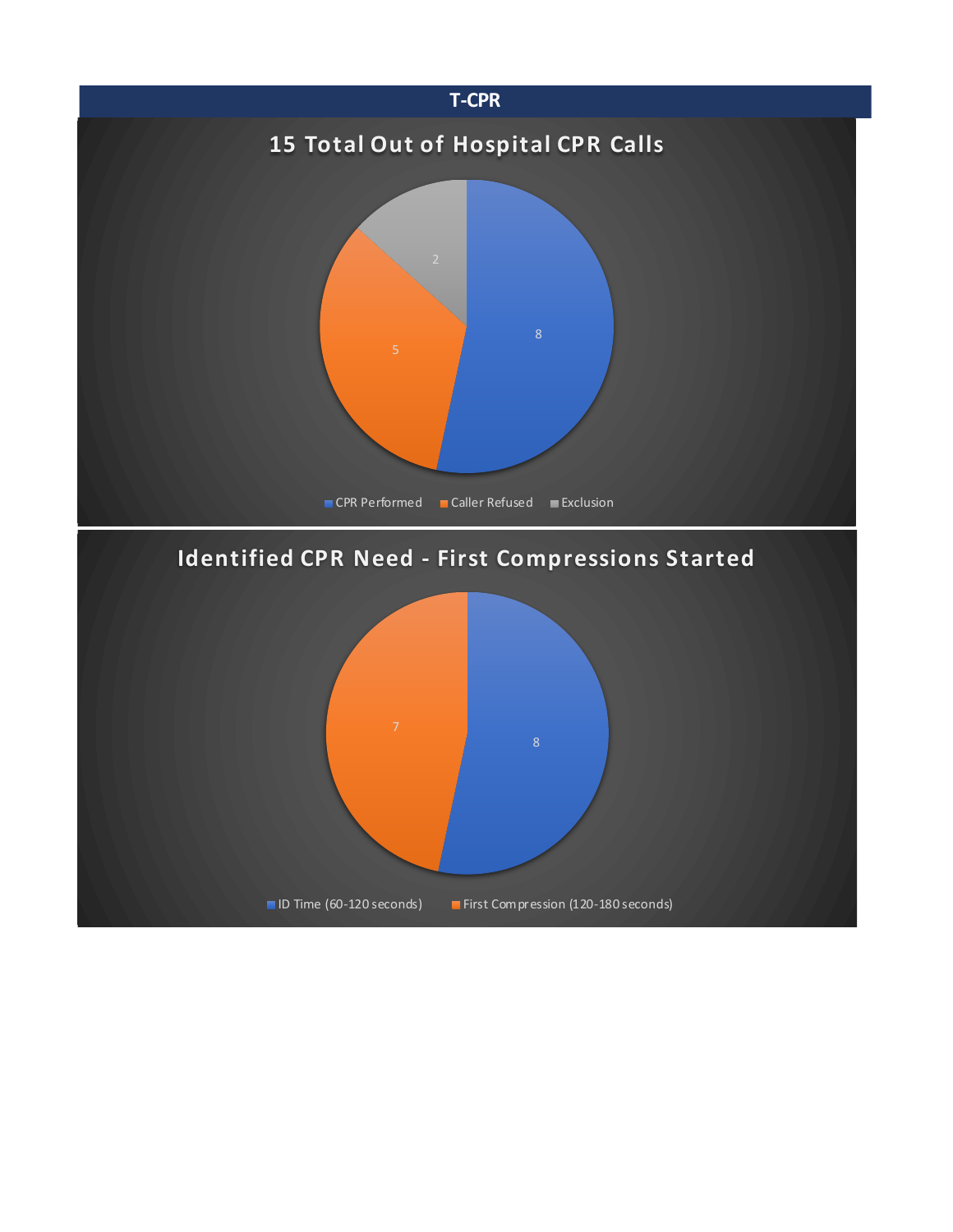# T-CPR

## 15 Total Out of Hospital CPR Calls

2

5

8

CPR Performed
Caller Refused
Exclusion

## Identified CPR Need - First Compressions Started

7

8

ID Time (60-120 seconds)
First Compression (120-180 seconds)